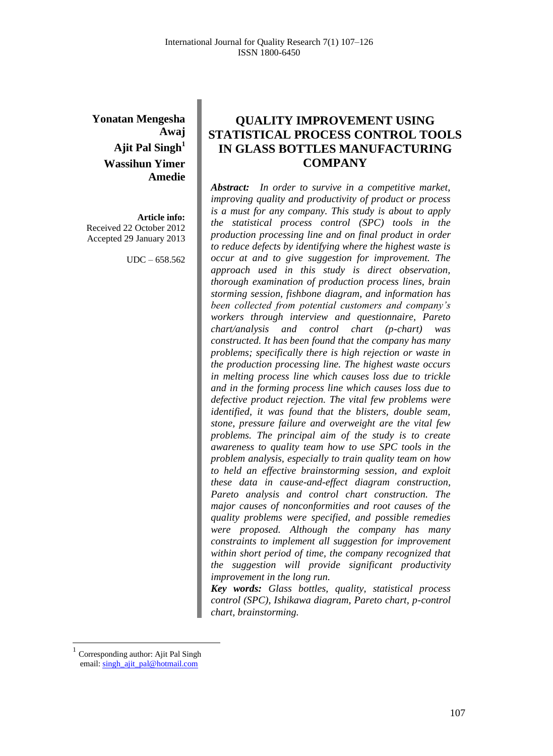**Yonatan Mengesha Awaj**
**Ajit Pal Singh**[1]
**Wassihun Yimer Amedie**

**Article info:**
Received 22 October 2012
Accepted 29 January 2013

UDC – 658.562

# QUALITY IMPROVEMENT USING STATISTICAL PROCESS CONTROL TOOLS IN GLASS BOTTLES MANUFACTURING COMPANY

***Abstract:*** *In order to survive in a competitive market, improving quality and productivity of product or process is a must for any company. This study is about to apply the statistical process control (SPC) tools in the production processing line and on final product in order to reduce defects by identifying where the highest waste is occur at and to give suggestion for improvement. The approach used in this study is direct observation, thorough examination of production process lines, brain storming session, fishbone diagram, and information has been collected from potential customers and company's workers through interview and questionnaire, Pareto chart/analysis and control chart (p-chart) was constructed. It has been found that the company has many problems; specifically there is high rejection or waste in the production processing line. The highest waste occurs in melting process line which causes loss due to trickle and in the forming process line which causes loss due to defective product rejection. The vital few problems were identified, it was found that the blisters, double seam, stone, pressure failure and overweight are the vital few problems. The principal aim of the study is to create awareness to quality team how to use SPC tools in the problem analysis, especially to train quality team on how to held an effective brainstorming session, and exploit these data in cause-and-effect diagram construction, Pareto analysis and control chart construction. The major causes of nonconformities and root causes of the quality problems were specified, and possible remedies were proposed. Although the company has many constraints to implement all suggestion for improvement within short period of time, the company recognized that the suggestion will provide significant productivity improvement in the long run.*

***Key words:*** *Glass bottles, quality, statistical process control (SPC), Ishikawa diagram, Pareto chart, p-control chart, brainstorming.*

---

[1] Corresponding author: Ajit Pal Singh
email: singh_ajit_pal@hotmail.com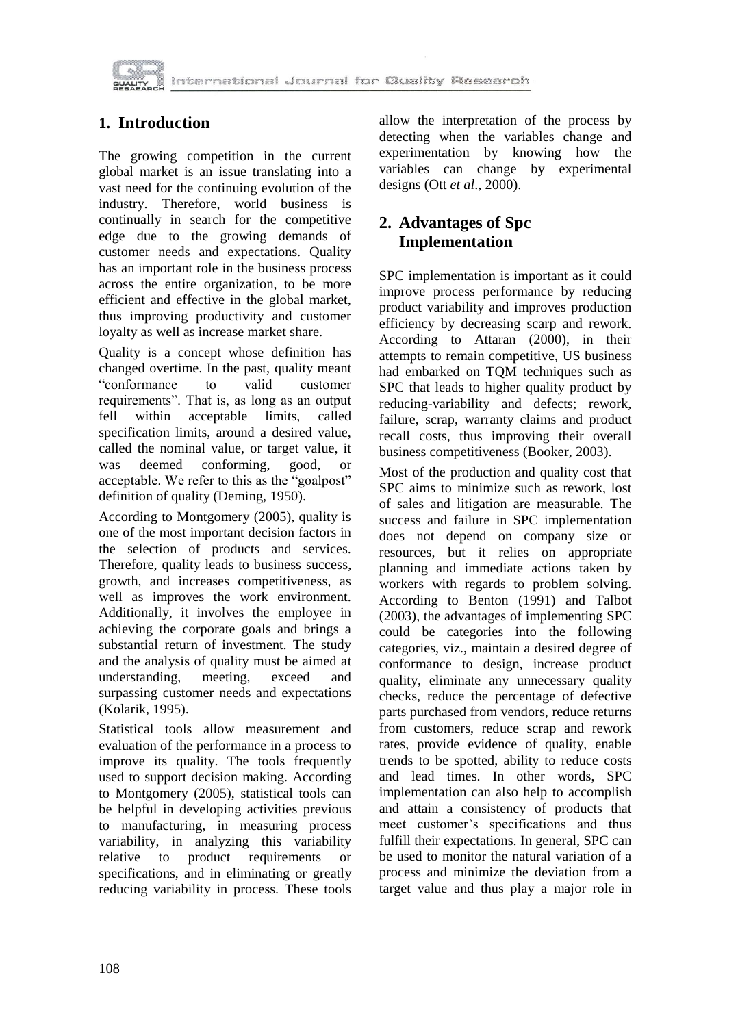## 1. Introduction

The growing competition in the current global market is an issue translating into a vast need for the continuing evolution of the industry. Therefore, world business is continually in search for the competitive edge due to the growing demands of customer needs and expectations. Quality has an important role in the business process across the entire organization, to be more efficient and effective in the global market, thus improving productivity and customer loyalty as well as increase market share.

Quality is a concept whose definition has changed overtime. In the past, quality meant "conformance to valid customer requirements". That is, as long as an output fell within acceptable limits, called specification limits, around a desired value, called the nominal value, or target value, it was deemed conforming, good, or acceptable. We refer to this as the "goalpost" definition of quality (Deming, 1950).

According to Montgomery (2005), quality is one of the most important decision factors in the selection of products and services. Therefore, quality leads to business success, growth, and increases competitiveness, as well as improves the work environment. Additionally, it involves the employee in achieving the corporate goals and brings a substantial return of investment. The study and the analysis of quality must be aimed at understanding, meeting, exceed and surpassing customer needs and expectations (Kolarik, 1995).

Statistical tools allow measurement and evaluation of the performance in a process to improve its quality. The tools frequently used to support decision making. According to Montgomery (2005), statistical tools can be helpful in developing activities previous to manufacturing, in measuring process variability, in analyzing this variability relative to product requirements or specifications, and in eliminating or greatly reducing variability in process. These tools allow the interpretation of the process by detecting when the variables change and experimentation by knowing how the variables can change by experimental designs (Ott *et al*., 2000).

## 2. Advantages of Spc Implementation

SPC implementation is important as it could improve process performance by reducing product variability and improves production efficiency by decreasing scarp and rework. According to Attaran (2000), in their attempts to remain competitive, US business had embarked on TQM techniques such as SPC that leads to higher quality product by reducing-variability and defects; rework, failure, scrap, warranty claims and product recall costs, thus improving their overall business competitiveness (Booker, 2003).

Most of the production and quality cost that SPC aims to minimize such as rework, lost of sales and litigation are measurable. The success and failure in SPC implementation does not depend on company size or resources, but it relies on appropriate planning and immediate actions taken by workers with regards to problem solving. According to Benton (1991) and Talbot (2003), the advantages of implementing SPC could be categories into the following categories, viz., maintain a desired degree of conformance to design, increase product quality, eliminate any unnecessary quality checks, reduce the percentage of defective parts purchased from vendors, reduce returns from customers, reduce scrap and rework rates, provide evidence of quality, enable trends to be spotted, ability to reduce costs and lead times. In other words, SPC implementation can also help to accomplish and attain a consistency of products that meet customer's specifications and thus fulfill their expectations. In general, SPC can be used to monitor the natural variation of a process and minimize the deviation from a target value and thus play a major role in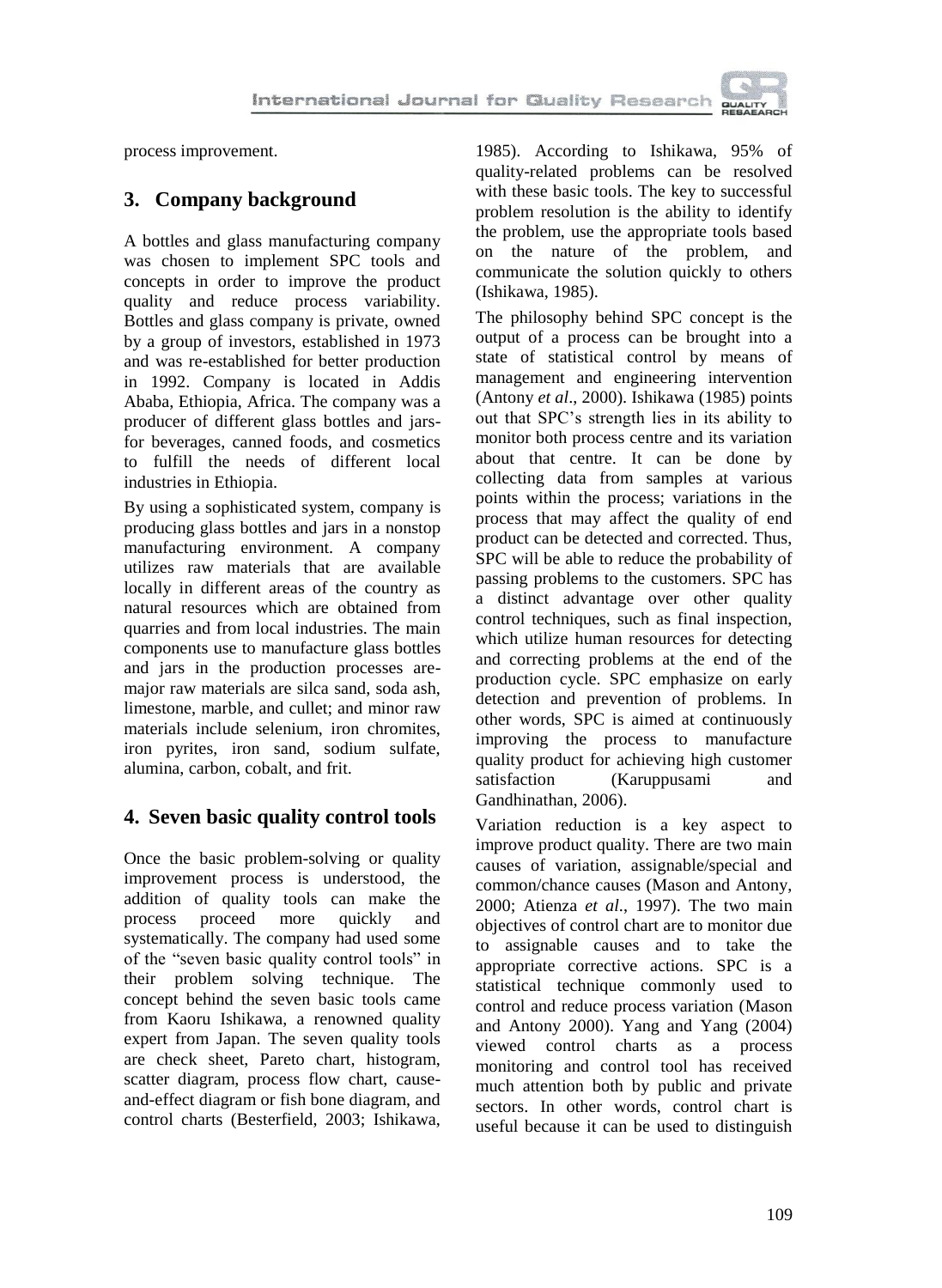process improvement.

## 3. Company background

A bottles and glass manufacturing company was chosen to implement SPC tools and concepts in order to improve the product quality and reduce process variability. Bottles and glass company is private, owned by a group of investors, established in 1973 and was re-established for better production in 1992. Company is located in Addis Ababa, Ethiopia, Africa. The company was a producer of different glass bottles and jars-for beverages, canned foods, and cosmetics to fulfill the needs of different local industries in Ethiopia.

By using a sophisticated system, company is producing glass bottles and jars in a nonstop manufacturing environment. A company utilizes raw materials that are available locally in different areas of the country as natural resources which are obtained from quarries and from local industries. The main components use to manufacture glass bottles and jars in the production processes are-major raw materials are silca sand, soda ash, limestone, marble, and cullet; and minor raw materials include selenium, iron chromites, iron pyrites, iron sand, sodium sulfate, alumina, carbon, cobalt, and frit.

## 4. Seven basic quality control tools

Once the basic problem-solving or quality improvement process is understood, the addition of quality tools can make the process proceed more quickly and systematically. The company had used some of the "seven basic quality control tools" in their problem solving technique. The concept behind the seven basic tools came from Kaoru Ishikawa, a renowned quality expert from Japan. The seven quality tools are check sheet, Pareto chart, histogram, scatter diagram, process flow chart, cause-and-effect diagram or fish bone diagram, and control charts (Besterfield, 2003; Ishikawa, 1985). According to Ishikawa, 95% of quality-related problems can be resolved with these basic tools. The key to successful problem resolution is the ability to identify the problem, use the appropriate tools based on the nature of the problem, and communicate the solution quickly to others (Ishikawa, 1985).

The philosophy behind SPC concept is the output of a process can be brought into a state of statistical control by means of management and engineering intervention (Antony *et al*., 2000). Ishikawa (1985) points out that SPC's strength lies in its ability to monitor both process centre and its variation about that centre. It can be done by collecting data from samples at various points within the process; variations in the process that may affect the quality of end product can be detected and corrected. Thus, SPC will be able to reduce the probability of passing problems to the customers. SPC has a distinct advantage over other quality control techniques, such as final inspection, which utilize human resources for detecting and correcting problems at the end of the production cycle. SPC emphasize on early detection and prevention of problems. In other words, SPC is aimed at continuously improving the process to manufacture quality product for achieving high customer satisfaction (Karuppusami and Gandhinathan, 2006).

Variation reduction is a key aspect to improve product quality. There are two main causes of variation, assignable/special and common/chance causes (Mason and Antony, 2000; Atienza *et al*., 1997). The two main objectives of control chart are to monitor due to assignable causes and to take the appropriate corrective actions. SPC is a statistical technique commonly used to control and reduce process variation (Mason and Antony 2000). Yang and Yang (2004) viewed control charts as a process monitoring and control tool has received much attention both by public and private sectors. In other words, control chart is useful because it can be used to distinguish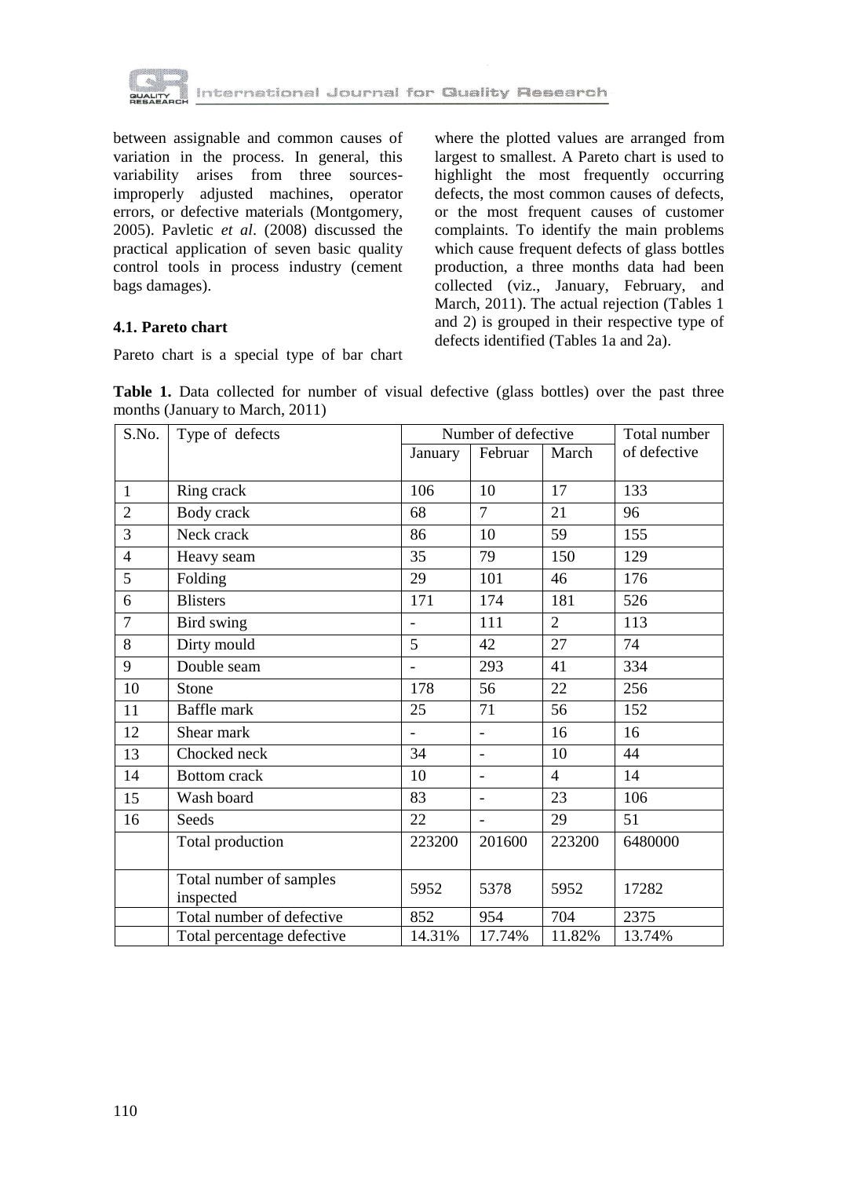between assignable and common causes of variation in the process. In general, this variability arises from three sources- improperly adjusted machines, operator errors, or defective materials (Montgomery, 2005). Pavletic *et al*. (2008) discussed the practical application of seven basic quality control tools in process industry (cement bags damages).

### 4.1. Pareto chart

Pareto chart is a special type of bar chart where the plotted values are arranged from largest to smallest. A Pareto chart is used to highlight the most frequently occurring defects, the most common causes of defects, or the most frequent causes of customer complaints. To identify the main problems which cause frequent defects of glass bottles production, a three months data had been collected (viz., January, February, and March, 2011). The actual rejection (Tables 1 and 2) is grouped in their respective type of defects identified (Tables 1a and 2a).

**Table 1.** Data collected for number of visual defective (glass bottles) over the past three months (January to March, 2011)

| S.No. | Type of defects | Number of defective | | | Total number of defective |
|---|---|---|---|---|---|
| | | January | Februar | March | |
| 1 | Ring crack | 106 | 10 | 17 | 133 |
| 2 | Body crack | 68 | 7 | 21 | 96 |
| 3 | Neck crack | 86 | 10 | 59 | 155 |
| 4 | Heavy seam | 35 | 79 | 150 | 129 |
| 5 | Folding | 29 | 101 | 46 | 176 |
| 6 | Blisters | 171 | 174 | 181 | 526 |
| 7 | Bird swing | - | 111 | 2 | 113 |
| 8 | Dirty mould | 5 | 42 | 27 | 74 |
| 9 | Double seam | - | 293 | 41 | 334 |
| 10 | Stone | 178 | 56 | 22 | 256 |
| 11 | Baffle mark | 25 | 71 | 56 | 152 |
| 12 | Shear mark | - | - | 16 | 16 |
| 13 | Chocked neck | 34 | - | 10 | 44 |
| 14 | Bottom crack | 10 | - | 4 | 14 |
| 15 | Wash board | 83 | - | 23 | 106 |
| 16 | Seeds | 22 | - | 29 | 51 |
| | Total production | 223200 | 201600 | 223200 | 6480000 |
| | Total number of samples inspected | 5952 | 5378 | 5952 | 17282 |
| | Total number of defective | 852 | 954 | 704 | 2375 |
| | Total percentage defective | 14.31% | 17.74% | 11.82% | 13.74% |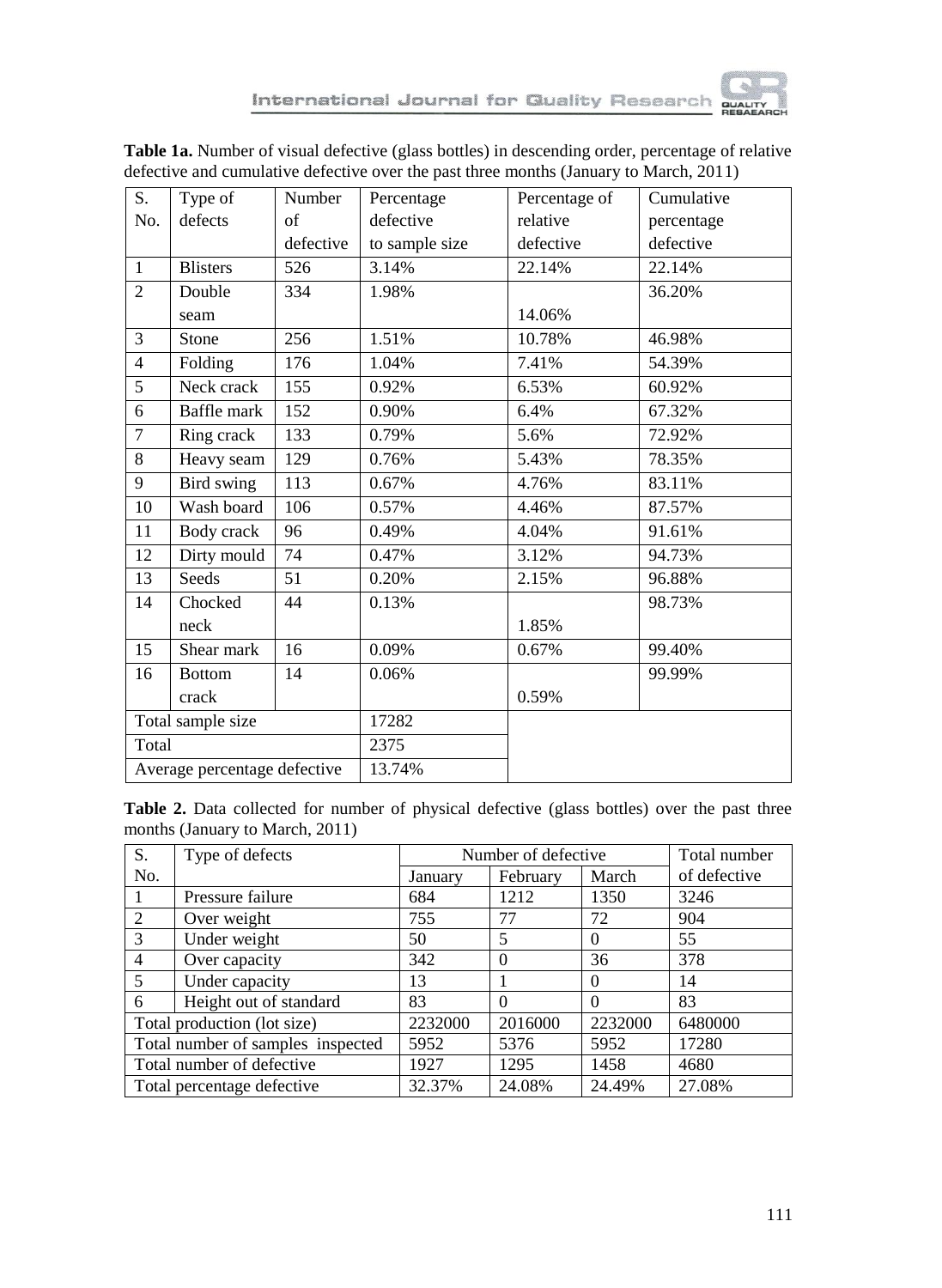**Table 1a.** Number of visual defective (glass bottles) in descending order, percentage of relative defective and cumulative defective over the past three months (January to March, 2011)

| S. No. | Type of defects | Number of defective | Percentage defective to sample size | Percentage of relative defective | Cumulative percentage defective |
|---|---|---|---|---|---|
| 1 | Blisters | 526 | 3.14% | 22.14% | 22.14% |
| 2 | Double seam | 334 | 1.98% | 14.06% | 36.20% |
| 3 | Stone | 256 | 1.51% | 10.78% | 46.98% |
| 4 | Folding | 176 | 1.04% | 7.41% | 54.39% |
| 5 | Neck crack | 155 | 0.92% | 6.53% | 60.92% |
| 6 | Baffle mark | 152 | 0.90% | 6.4% | 67.32% |
| 7 | Ring crack | 133 | 0.79% | 5.6% | 72.92% |
| 8 | Heavy seam | 129 | 0.76% | 5.43% | 78.35% |
| 9 | Bird swing | 113 | 0.67% | 4.76% | 83.11% |
| 10 | Wash board | 106 | 0.57% | 4.46% | 87.57% |
| 11 | Body crack | 96 | 0.49% | 4.04% | 91.61% |
| 12 | Dirty mould | 74 | 0.47% | 3.12% | 94.73% |
| 13 | Seeds | 51 | 0.20% | 2.15% | 96.88% |
| 14 | Chocked neck | 44 | 0.13% | 1.85% | 98.73% |
| 15 | Shear mark | 16 | 0.09% | 0.67% | 99.40% |
| 16 | Bottom crack | 14 | 0.06% | 0.59% | 99.99% |
| Total sample size | | | 17282 | | |
| Total | | | 2375 | | |
| Average percentage defective | | | 13.74% | | |

**Table 2.** Data collected for number of physical defective (glass bottles) over the past three months (January to March, 2011)

| S. No. | Type of defects | Number of defective | | | Total number of defective |
|---|---|---|---|---|---|
| | | January | February | March | |
| 1 | Pressure failure | 684 | 1212 | 1350 | 3246 |
| 2 | Over weight | 755 | 77 | 72 | 904 |
| 3 | Under weight | 50 | 5 | 0 | 55 |
| 4 | Over capacity | 342 | 0 | 36 | 378 |
| 5 | Under capacity | 13 | 1 | 0 | 14 |
| 6 | Height out of standard | 83 | 0 | 0 | 83 |
| Total production (lot size) | | 2232000 | 2016000 | 2232000 | 6480000 |
| Total number of samples inspected | | 5952 | 5376 | 5952 | 17280 |
| Total number of defective | | 1927 | 1295 | 1458 | 4680 |
| Total percentage defective | | 32.37% | 24.08% | 24.49% | 27.08% |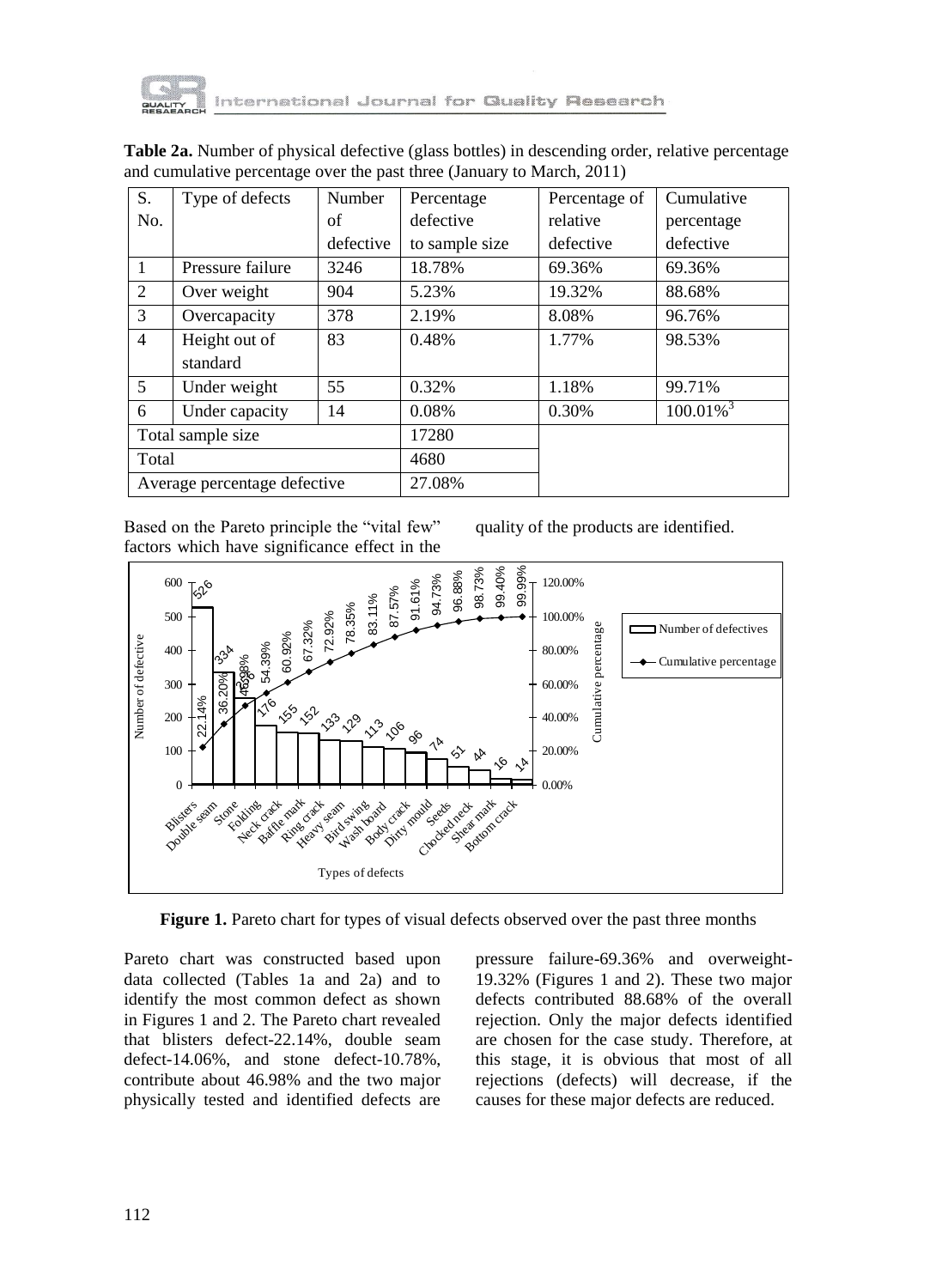**Table 2a.** Number of physical defective (glass bottles) in descending order, relative percentage and cumulative percentage over the past three (January to March, 2011)

| S. No. | Type of defects | Number of defective | Percentage defective to sample size | Percentage of relative defective | Cumulative percentage defective |
|---|---|---|---|---|---|
| 1 | Pressure failure | 3246 | 18.78% | 69.36% | 69.36% |
| 2 | Over weight | 904 | 5.23% | 19.32% | 88.68% |
| 3 | Overcapacity | 378 | 2.19% | 8.08% | 96.76% |
| 4 | Height out of standard | 83 | 0.48% | 1.77% | 98.53% |
| 5 | Under weight | 55 | 0.32% | 1.18% | 99.71% |
| 6 | Under capacity | 14 | 0.08% | 0.30% | 100.01%[3] |
| Total sample size | | | 17280 | | |
| Total | | | 4680 | | |
| Average percentage defective | | | 27.08% | | |

Based on the Pareto principle the "vital few" factors which have significance effect in the quality of the products are identified.

**Figure 1.** Pareto chart for types of visual defects observed over the past three months

Pareto chart was constructed based upon data collected (Tables 1a and 2a) and to identify the most common defect as shown in Figures 1 and 2. The Pareto chart revealed that blisters defect-22.14%, double seam defect-14.06%, and stone defect-10.78%, contribute about 46.98% and the two major physically tested and identified defects are pressure failure-69.36% and overweight-19.32% (Figures 1 and 2). These two major defects contributed 88.68% of the overall rejection. Only the major defects identified are chosen for the case study. Therefore, at this stage, it is obvious that most of all rejections (defects) will decrease, if the causes for these major defects are reduced.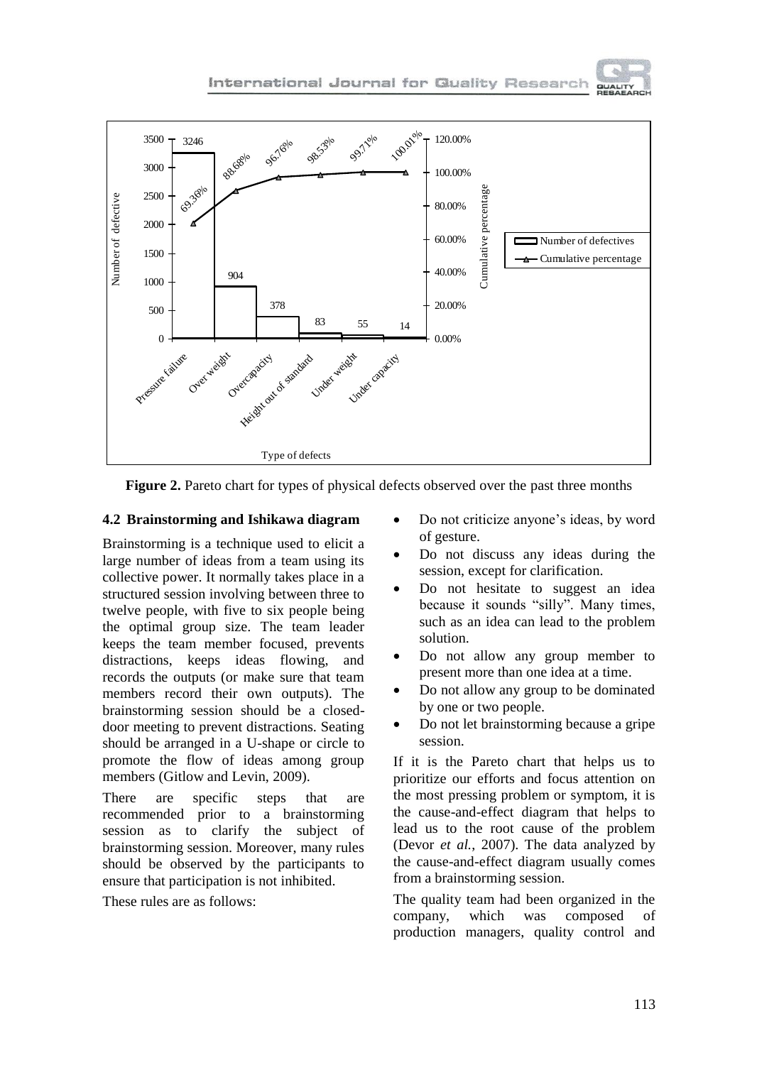**Figure 2.** Pareto chart for types of physical defects observed over the past three months

### 4.2 Brainstorming and Ishikawa diagram

Brainstorming is a technique used to elicit a large number of ideas from a team using its collective power. It normally takes place in a structured session involving between three to twelve people, with five to six people being the optimal group size. The team leader keeps the team member focused, prevents distractions, keeps ideas flowing, and records the outputs (or make sure that team members record their own outputs). The brainstorming session should be a closed-door meeting to prevent distractions. Seating should be arranged in a U-shape or circle to promote the flow of ideas among group members (Gitlow and Levin, 2009).

There are specific steps that are recommended prior to a brainstorming session as to clarify the subject of brainstorming session. Moreover, many rules should be observed by the participants to ensure that participation is not inhibited.

These rules are as follows:

- Do not criticize anyone's ideas, by word of gesture.
- Do not discuss any ideas during the session, except for clarification.
- Do not hesitate to suggest an idea because it sounds "silly". Many times, such as an idea can lead to the problem solution.
- Do not allow any group member to present more than one idea at a time.
- Do not allow any group to be dominated by one or two people.
- Do not let brainstorming because a gripe session.

If it is the Pareto chart that helps us to prioritize our efforts and focus attention on the most pressing problem or symptom, it is the cause-and-effect diagram that helps to lead us to the root cause of the problem (Devor *et al.*, 2007). The data analyzed by the cause-and-effect diagram usually comes from a brainstorming session.

The quality team had been organized in the company, which was composed of production managers, quality control and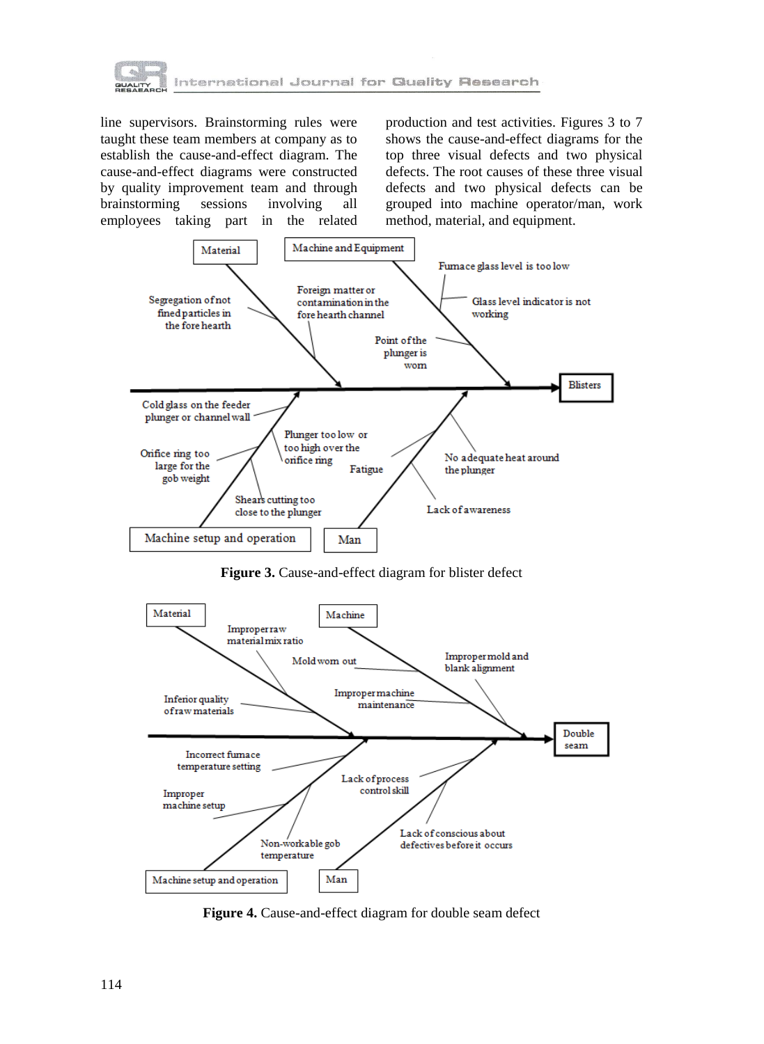line supervisors. Brainstorming rules were taught these team members at company as to establish the cause-and-effect diagram. The cause-and-effect diagrams were constructed by quality improvement team and through brainstorming sessions involving all employees taking part in the related production and test activities. Figures 3 to 7 shows the cause-and-effect diagrams for the top three visual defects and two physical defects. The root causes of these three visual defects and two physical defects can be grouped into machine operator/man, work method, material, and equipment.

**Figure 3.** Cause-and-effect diagram for blister defect

**Figure 4.** Cause-and-effect diagram for double seam defect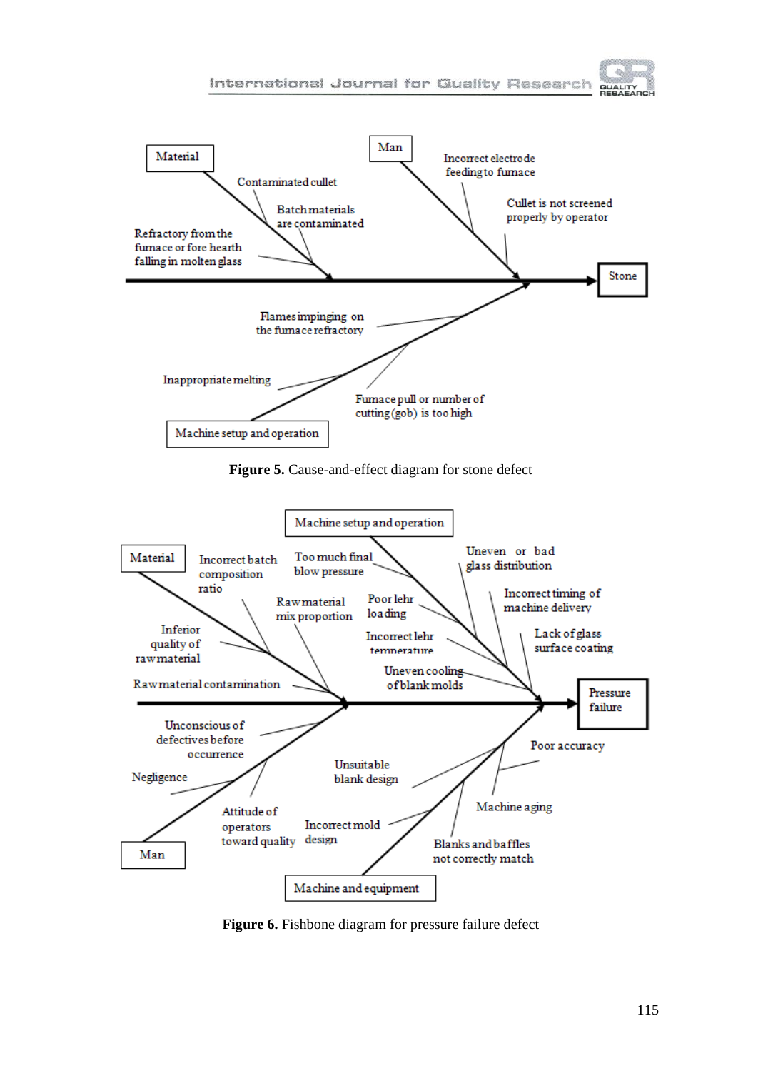**Stone**

- **Material**
  - Contaminated cullet
  - Batch materials are contaminated
  - Refractory from the furnace or fore hearth falling in molten glass
- **Man**
  - Incorrect electrode feeding to furnace
  - Cullet is not screened properly by operator
- **Machine setup and operation**
  - Flames impinging on the furnace refractory
  - Inappropriate melting
  - Furnace pull or number of cutting (gob) is too high

**Figure 5.** Cause-and-effect diagram for stone defect

**Pressure failure**

- **Material**
  - Incorrect batch composition ratio
  - Raw material mix proportion
  - Inferior quality of raw material
  - Raw material contamination
- **Machine setup and operation**
  - Too much final blow pressure
  - Uneven or bad glass distribution
  - Poor lehr loading
  - Incorrect timing of machine delivery
  - Incorrect lehr temperature
  - Lack of glass surface coating
  - Uneven cooling of blank molds
- **Man**
  - Unconscious of defectives before occurrence
  - Negligence
  - Attitude of operators toward quality
- **Machine and equipment**
  - Unsuitable blank design
  - Poor accuracy
  - Machine aging
  - Incorrect mold design
  - Blanks and baffles not correctly match

**Figure 6.** Fishbone diagram for pressure failure defect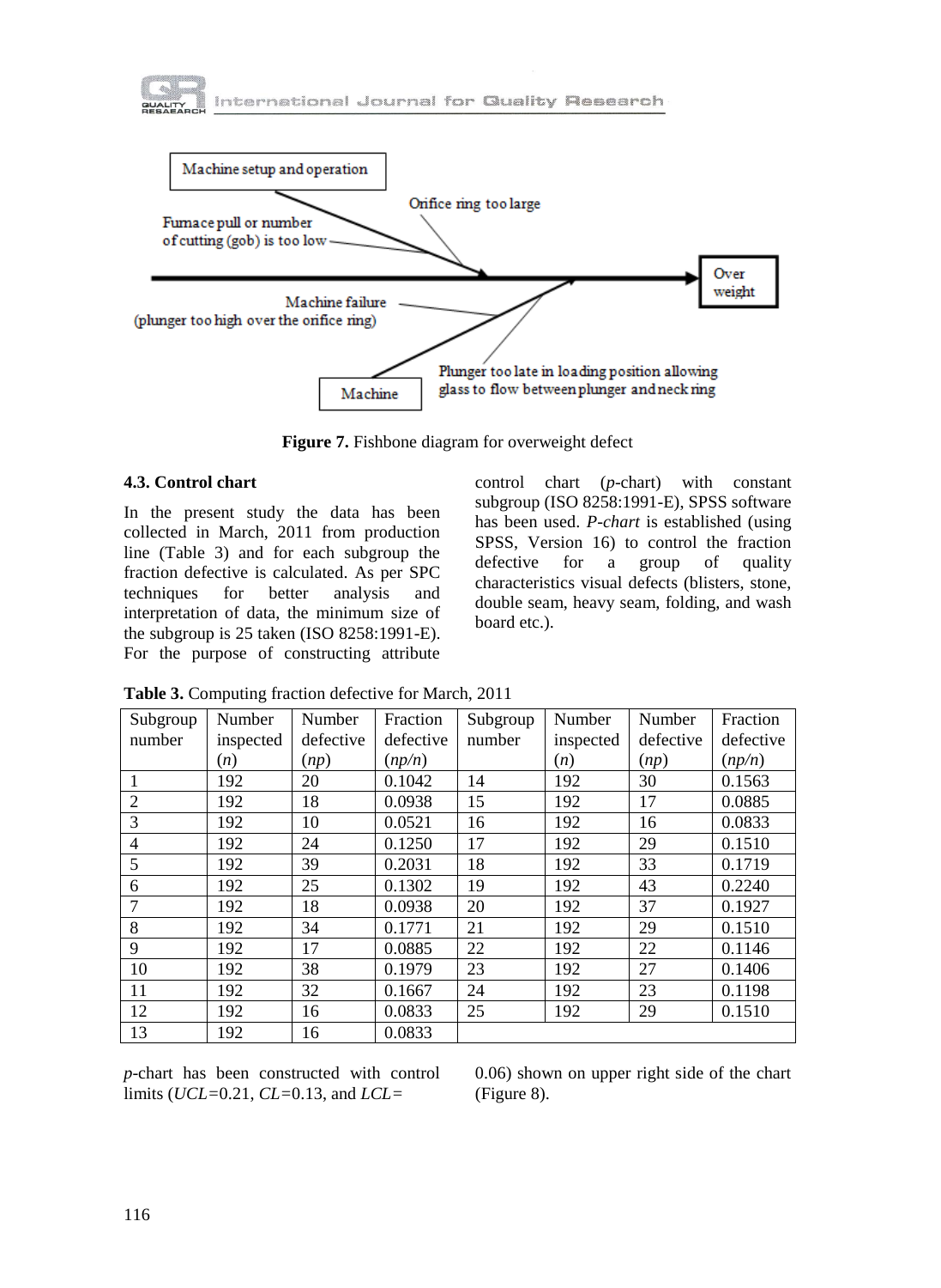**Figure 7.** Fishbone diagram for overweight defect

### 4.3. Control chart

In the present study the data has been collected in March, 2011 from production line (Table 3) and for each subgroup the fraction defective is calculated. As per SPC techniques for better analysis and interpretation of data, the minimum size of the subgroup is 25 taken (ISO 8258:1991-E). For the purpose of constructing attribute control chart (*p*-chart) with constant subgroup (ISO 8258:1991-E), SPSS software has been used. *P-chart* is established (using SPSS, Version 16) to control the fraction defective for a group of quality characteristics visual defects (blisters, stone, double seam, heavy seam, folding, and wash board etc.).

**Table 3.** Computing fraction defective for March, 2011

| Subgroup number | Number inspected ($n$) | Number defective ($np$) | Fraction defective ($np/n$) | Subgroup number | Number inspected ($n$) | Number defective ($np$) | Fraction defective ($np/n$) |
|---|---|---|---|---|---|---|---|
| 1 | 192 | 20 | 0.1042 | 14 | 192 | 30 | 0.1563 |
| 2 | 192 | 18 | 0.0938 | 15 | 192 | 17 | 0.0885 |
| 3 | 192 | 10 | 0.0521 | 16 | 192 | 16 | 0.0833 |
| 4 | 192 | 24 | 0.1250 | 17 | 192 | 29 | 0.1510 |
| 5 | 192 | 39 | 0.2031 | 18 | 192 | 33 | 0.1719 |
| 6 | 192 | 25 | 0.1302 | 19 | 192 | 43 | 0.2240 |
| 7 | 192 | 18 | 0.0938 | 20 | 192 | 37 | 0.1927 |
| 8 | 192 | 34 | 0.1771 | 21 | 192 | 29 | 0.1510 |
| 9 | 192 | 17 | 0.0885 | 22 | 192 | 22 | 0.1146 |
| 10 | 192 | 38 | 0.1979 | 23 | 192 | 27 | 0.1406 |
| 11 | 192 | 32 | 0.1667 | 24 | 192 | 23 | 0.1198 |
| 12 | 192 | 16 | 0.0833 | 25 | 192 | 29 | 0.1510 |
| 13 | 192 | 16 | 0.0833 | | | | |

*p*-chart has been constructed with control limits ($UCL$=0.21, $CL$=0.13, and $LCL$= 0.06) shown on upper right side of the chart (Figure 8).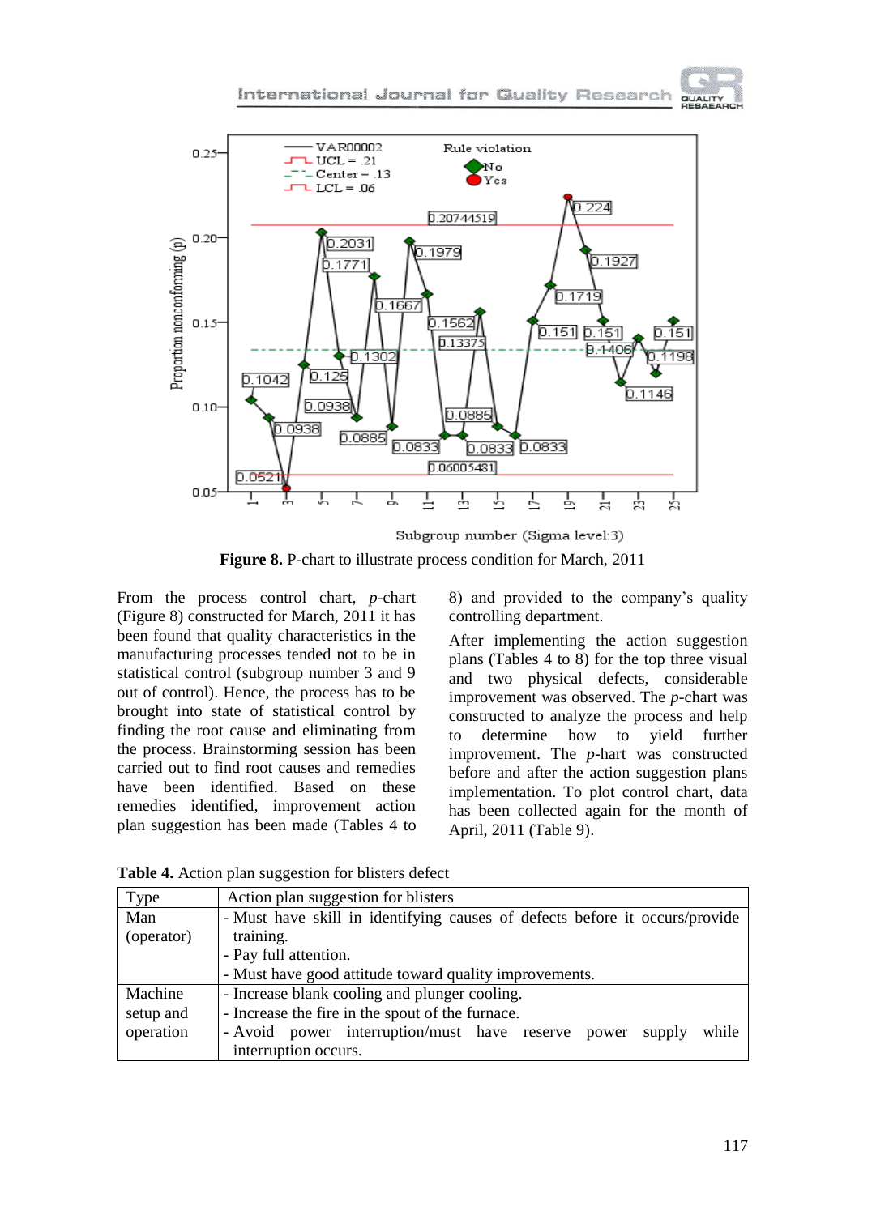**Figure 8.** P-chart to illustrate process condition for March, 2011

From the process control chart, *p*-chart (Figure 8) constructed for March, 2011 it has been found that quality characteristics in the manufacturing processes tended not to be in statistical control (subgroup number 3 and 9 out of control). Hence, the process has to be brought into state of statistical control by finding the root cause and eliminating from the process. Brainstorming session has been carried out to find root causes and remedies have been identified. Based on these remedies identified, improvement action plan suggestion has been made (Tables 4 to 8) and provided to the company's quality controlling department.

After implementing the action suggestion plans (Tables 4 to 8) for the top three visual and two physical defects, considerable improvement was observed. The *p*-chart was constructed to analyze the process and help to determine how to yield further improvement. The *p*-hart was constructed before and after the action suggestion plans implementation. To plot control chart, data has been collected again for the month of April, 2011 (Table 9).

**Table 4.** Action plan suggestion for blisters defect

| Type | Action plan suggestion for blisters |
|---|---|
| Man (operator) | - Must have skill in identifying causes of defects before it occurs/provide training.<br>- Pay full attention.<br>- Must have good attitude toward quality improvements. |
| Machine setup and operation | - Increase blank cooling and plunger cooling.<br>- Increase the fire in the spout of the furnace.<br>- Avoid power interruption/must have reserve power supply while interruption occurs. |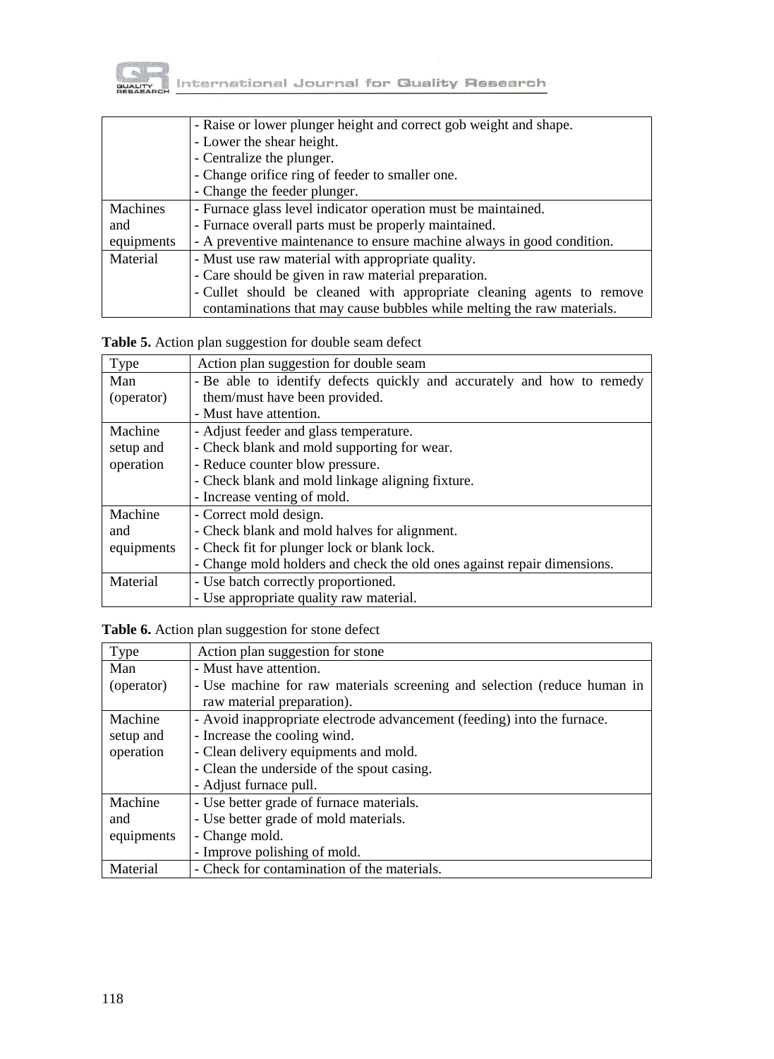| | |
|---|---|
| | - Raise or lower plunger height and correct gob weight and shape.<br>- Lower the shear height.<br>- Centralize the plunger.<br>- Change orifice ring of feeder to smaller one.<br>- Change the feeder plunger. |
| Machines and equipments | - Furnace glass level indicator operation must be maintained.<br>- Furnace overall parts must be properly maintained.<br>- A preventive maintenance to ensure machine always in good condition. |
| Material | - Must use raw material with appropriate quality.<br>- Care should be given in raw material preparation.<br>- Cullet should be cleaned with appropriate cleaning agents to remove contaminations that may cause bubbles while melting the raw materials. |

**Table 5.** Action plan suggestion for double seam defect

| Type | Action plan suggestion for double seam |
|---|---|
| Man (operator) | - Be able to identify defects quickly and accurately and how to remedy them/must have been provided.<br>- Must have attention. |
| Machine setup and operation | - Adjust feeder and glass temperature.<br>- Check blank and mold supporting for wear.<br>- Reduce counter blow pressure.<br>- Check blank and mold linkage aligning fixture.<br>- Increase venting of mold. |
| Machine and equipments | - Correct mold design.<br>- Check blank and mold halves for alignment.<br>- Check fit for plunger lock or blank lock.<br>- Change mold holders and check the old ones against repair dimensions. |
| Material | - Use batch correctly proportioned.<br>- Use appropriate quality raw material. |

**Table 6.** Action plan suggestion for stone defect

| Type | Action plan suggestion for stone |
|---|---|
| Man (operator) | - Must have attention.<br>- Use machine for raw materials screening and selection (reduce human in raw material preparation). |
| Machine setup and operation | - Avoid inappropriate electrode advancement (feeding) into the furnace.<br>- Increase the cooling wind.<br>- Clean delivery equipments and mold.<br>- Clean the underside of the spout casing.<br>- Adjust furnace pull. |
| Machine and equipments | - Use better grade of furnace materials.<br>- Use better grade of mold materials.<br>- Change mold.<br>- Improve polishing of mold. |
| Material | - Check for contamination of the materials. |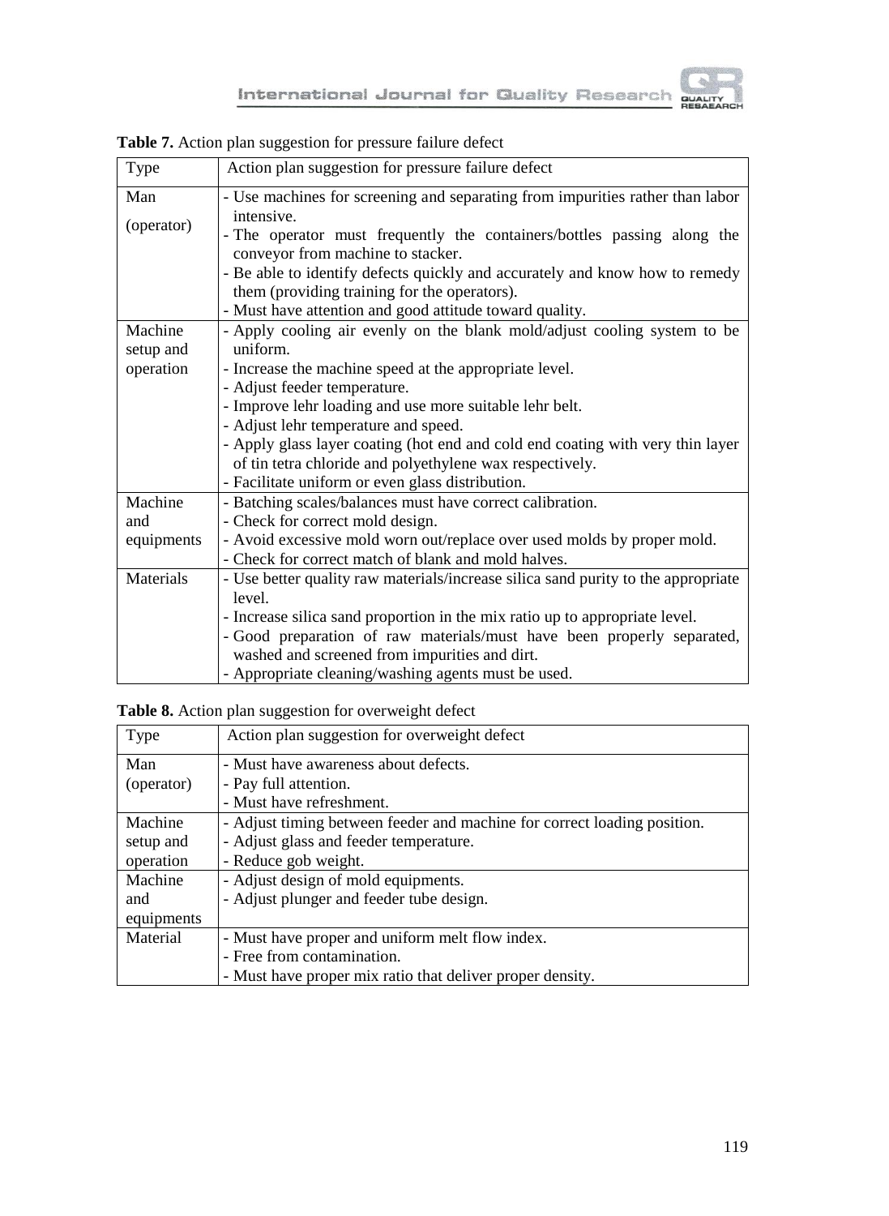**Table 7.** Action plan suggestion for pressure failure defect

| Type | Action plan suggestion for pressure failure defect |
|---|---|
| Man (operator) | - Use machines for screening and separating from impurities rather than labor intensive.<br>- The operator must frequently the containers/bottles passing along the conveyor from machine to stacker.<br>- Be able to identify defects quickly and accurately and know how to remedy them (providing training for the operators).<br>- Must have attention and good attitude toward quality. |
| Machine setup and operation | - Apply cooling air evenly on the blank mold/adjust cooling system to be uniform.<br>- Increase the machine speed at the appropriate level.<br>- Adjust feeder temperature.<br>- Improve lehr loading and use more suitable lehr belt.<br>- Adjust lehr temperature and speed.<br>- Apply glass layer coating (hot end and cold end coating with very thin layer of tin tetra chloride and polyethylene wax respectively.<br>- Facilitate uniform or even glass distribution. |
| Machine and equipments | - Batching scales/balances must have correct calibration.<br>- Check for correct mold design.<br>- Avoid excessive mold worn out/replace over used molds by proper mold.<br>- Check for correct match of blank and mold halves. |
| Materials | - Use better quality raw materials/increase silica sand purity to the appropriate level.<br>- Increase silica sand proportion in the mix ratio up to appropriate level.<br>- Good preparation of raw materials/must have been properly separated, washed and screened from impurities and dirt.<br>- Appropriate cleaning/washing agents must be used. |

**Table 8.** Action plan suggestion for overweight defect

| Type | Action plan suggestion for overweight defect |
|---|---|
| Man (operator) | - Must have awareness about defects.<br>- Pay full attention.<br>- Must have refreshment. |
| Machine setup and operation | - Adjust timing between feeder and machine for correct loading position.<br>- Adjust glass and feeder temperature.<br>- Reduce gob weight. |
| Machine and equipments | - Adjust design of mold equipments.<br>- Adjust plunger and feeder tube design. |
| Material | - Must have proper and uniform melt flow index.<br>- Free from contamination.<br>- Must have proper mix ratio that deliver proper density. |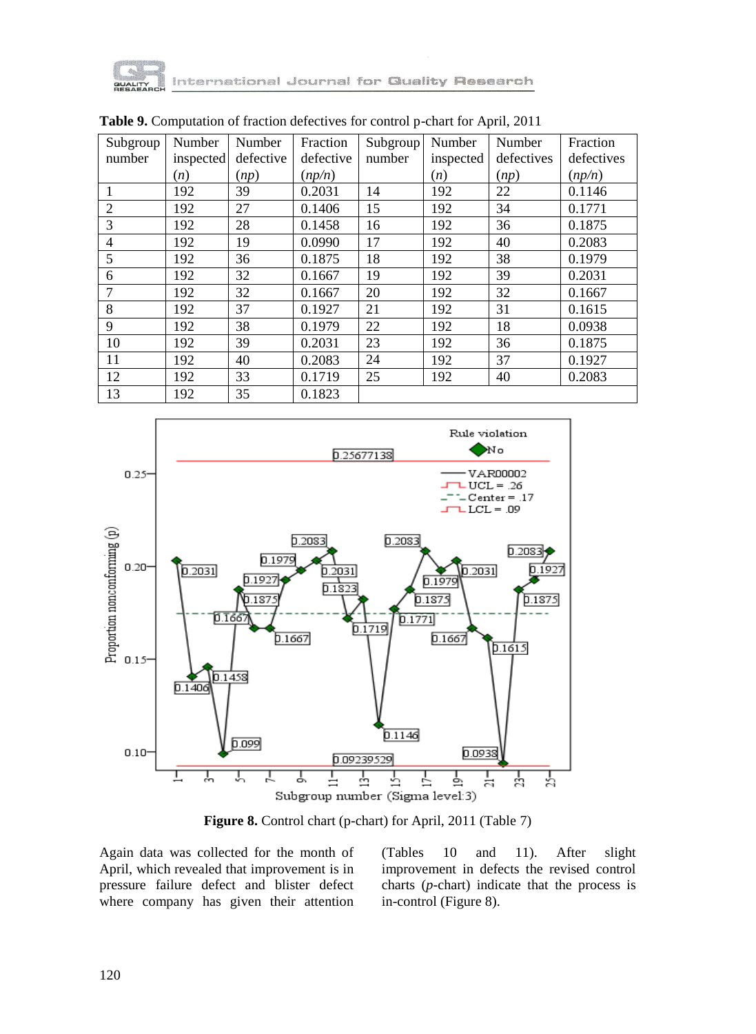**Table 9.** Computation of fraction defectives for control p-chart for April, 2011

| Subgroup number | Number inspected ($n$) | Number defective ($np$) | Fraction defective ($np/n$) | Subgroup number | Number inspected ($n$) | Number defectives ($np$) | Fraction defectives ($np/n$) |
|---|---|---|---|---|---|---|---|
| 1 | 192 | 39 | 0.2031 | 14 | 192 | 22 | 0.1146 |
| 2 | 192 | 27 | 0.1406 | 15 | 192 | 34 | 0.1771 |
| 3 | 192 | 28 | 0.1458 | 16 | 192 | 36 | 0.1875 |
| 4 | 192 | 19 | 0.0990 | 17 | 192 | 40 | 0.2083 |
| 5 | 192 | 36 | 0.1875 | 18 | 192 | 38 | 0.1979 |
| 6 | 192 | 32 | 0.1667 | 19 | 192 | 39 | 0.2031 |
| 7 | 192 | 32 | 0.1667 | 20 | 192 | 32 | 0.1667 |
| 8 | 192 | 37 | 0.1927 | 21 | 192 | 31 | 0.1615 |
| 9 | 192 | 38 | 0.1979 | 22 | 192 | 18 | 0.0938 |
| 10 | 192 | 39 | 0.2031 | 23 | 192 | 36 | 0.1875 |
| 11 | 192 | 40 | 0.2083 | 24 | 192 | 37 | 0.1927 |
| 12 | 192 | 33 | 0.1719 | 25 | 192 | 40 | 0.2083 |
| 13 | 192 | 35 | 0.1823 | | | | |

**Figure 8.** Control chart (p-chart) for April, 2011 (Table 7)

Again data was collected for the month of April, which revealed that improvement is in pressure failure defect and blister defect where company has given their attention (Tables 10 and 11). After slight improvement in defects the revised control charts ($p$-chart) indicate that the process is in-control (Figure 8).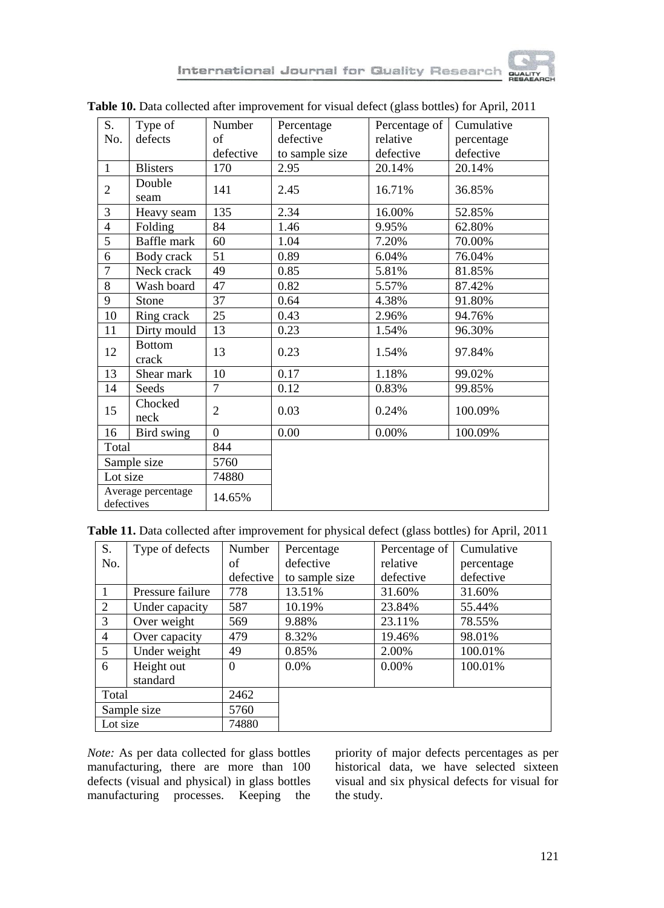**Table 10.** Data collected after improvement for visual defect (glass bottles) for April, 2011

| S. No. | Type of defects | Number of defective | Percentage defective to sample size | Percentage of relative defective | Cumulative percentage defective |
|---|---|---|---|---|---|
| 1 | Blisters | 170 | 2.95 | 20.14% | 20.14% |
| 2 | Double seam | 141 | 2.45 | 16.71% | 36.85% |
| 3 | Heavy seam | 135 | 2.34 | 16.00% | 52.85% |
| 4 | Folding | 84 | 1.46 | 9.95% | 62.80% |
| 5 | Baffle mark | 60 | 1.04 | 7.20% | 70.00% |
| 6 | Body crack | 51 | 0.89 | 6.04% | 76.04% |
| 7 | Neck crack | 49 | 0.85 | 5.81% | 81.85% |
| 8 | Wash board | 47 | 0.82 | 5.57% | 87.42% |
| 9 | Stone | 37 | 0.64 | 4.38% | 91.80% |
| 10 | Ring crack | 25 | 0.43 | 2.96% | 94.76% |
| 11 | Dirty mould | 13 | 0.23 | 1.54% | 96.30% |
| 12 | Bottom crack | 13 | 0.23 | 1.54% | 97.84% |
| 13 | Shear mark | 10 | 0.17 | 1.18% | 99.02% |
| 14 | Seeds | 7 | 0.12 | 0.83% | 99.85% |
| 15 | Chocked neck | 2 | 0.03 | 0.24% | 100.09% |
| 16 | Bird swing | 0 | 0.00 | 0.00% | 100.09% |
| Total | | 844 | | | |
| Sample size | | 5760 | | | |
| Lot size | | 74880 | | | |
| Average percentage defectives | | 14.65% | | | |

**Table 11.** Data collected after improvement for physical defect (glass bottles) for April, 2011

| S. No. | Type of defects | Number of defective | Percentage defective to sample size | Percentage of relative defective | Cumulative percentage defective |
|---|---|---|---|---|---|
| 1 | Pressure failure | 778 | 13.51% | 31.60% | 31.60% |
| 2 | Under capacity | 587 | 10.19% | 23.84% | 55.44% |
| 3 | Over weight | 569 | 9.88% | 23.11% | 78.55% |
| 4 | Over capacity | 479 | 8.32% | 19.46% | 98.01% |
| 5 | Under weight | 49 | 0.85% | 2.00% | 100.01% |
| 6 | Height out standard | 0 | 0.0% | 0.00% | 100.01% |
| Total | | 2462 | | | |
| Sample size | | 5760 | | | |
| Lot size | | 74880 | | | |

*Note:* As per data collected for glass bottles manufacturing, there are more than 100 defects (visual and physical) in glass bottles manufacturing processes. Keeping the priority of major defects percentages as per historical data, we have selected sixteen visual and six physical defects for visual for the study.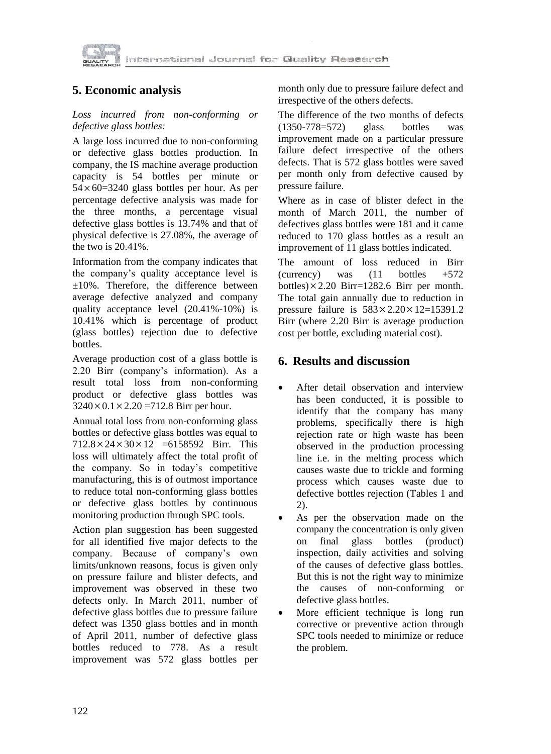## 5. Economic analysis

*Loss incurred from non-conforming or defective glass bottles:*

A large loss incurred due to non-conforming or defective glass bottles production. In company, the IS machine average production capacity is 54 bottles per minute or $54 \times 60 = 3240$ glass bottles per hour. As per percentage defective analysis was made for the three months, a percentage visual defective glass bottles is 13.74% and that of physical defective is 27.08%, the average of the two is 20.41%.

Information from the company indicates that the company's quality acceptance level is ±10%. Therefore, the difference between average defective analyzed and company quality acceptance level (20.41%-10%) is 10.41% which is percentage of product (glass bottles) rejection due to defective bottles.

Average production cost of a glass bottle is 2.20 Birr (company's information). As a result total loss from non-conforming product or defective glass bottles was $3240 \times 0.1 \times 2.20 = 712.8$ Birr per hour.

Annual total loss from non-conforming glass bottles or defective glass bottles was equal to $712.8 \times 24 \times 30 \times 12 = 6158592$ Birr. This loss will ultimately affect the total profit of the company. So in today's competitive manufacturing, this is of outmost importance to reduce total non-conforming glass bottles or defective glass bottles by continuous monitoring production through SPC tools.

Action plan suggestion has been suggested for all identified five major defects to the company. Because of company's own limits/unknown reasons, focus is given only on pressure failure and blister defects, and improvement was observed in these two defects only. In March 2011, number of defective glass bottles due to pressure failure defect was 1350 glass bottles and in month of April 2011, number of defective glass bottles reduced to 778. As a result improvement was 572 glass bottles per month only due to pressure failure defect and irrespective of the others defects.

The difference of the two months of defects (1350-778=572) glass bottles was improvement made on a particular pressure failure defect irrespective of the others defects. That is 572 glass bottles were saved per month only from defective caused by pressure failure.

Where as in case of blister defect in the month of March 2011, the number of defectives glass bottles were 181 and it came reduced to 170 glass bottles as a result an improvement of 11 glass bottles indicated.

The amount of loss reduced in Birr (currency) was (11 bottles +572 bottles)$\times$2.20 Birr=1282.6 Birr per month. The total gain annually due to reduction in pressure failure is $583 \times 2.20 \times 12 = 15391.2$ Birr (where 2.20 Birr is average production cost per bottle, excluding material cost).

## 6. Results and discussion

- After detail observation and interview has been conducted, it is possible to identify that the company has many problems, specifically there is high rejection rate or high waste has been observed in the production processing line i.e. in the melting process which causes waste due to trickle and forming process which causes waste due to defective bottles rejection (Tables 1 and 2).
- As per the observation made on the company the concentration is only given on final glass bottles (product) inspection, daily activities and solving of the causes of defective glass bottles. But this is not the right way to minimize the causes of non-conforming or defective glass bottles.
- More efficient technique is long run corrective or preventive action through SPC tools needed to minimize or reduce the problem.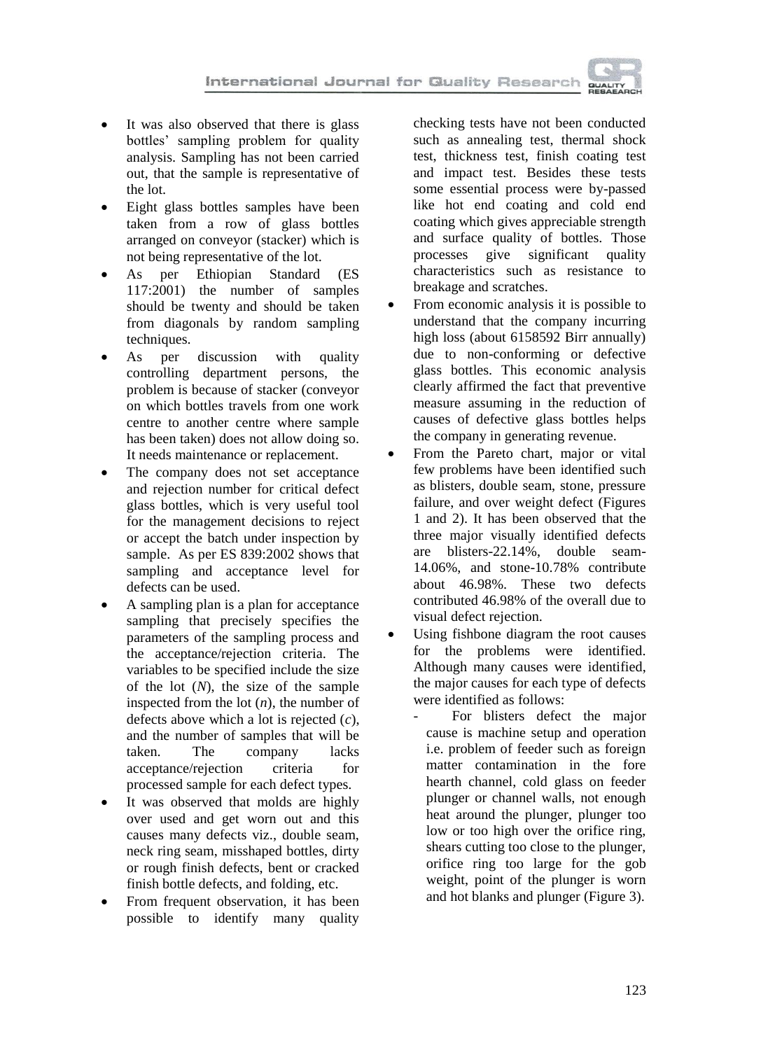- It was also observed that there is glass bottles' sampling problem for quality analysis. Sampling has not been carried out, that the sample is representative of the lot.
- Eight glass bottles samples have been taken from a row of glass bottles arranged on conveyor (stacker) which is not being representative of the lot.
- As per Ethiopian Standard (ES 117:2001) the number of samples should be twenty and should be taken from diagonals by random sampling techniques.
- As per discussion with quality controlling department persons, the problem is because of stacker (conveyor on which bottles travels from one work centre to another centre where sample has been taken) does not allow doing so. It needs maintenance or replacement.
- The company does not set acceptance and rejection number for critical defect glass bottles, which is very useful tool for the management decisions to reject or accept the batch under inspection by sample. As per ES 839:2002 shows that sampling and acceptance level for defects can be used.
- A sampling plan is a plan for acceptance sampling that precisely specifies the parameters of the sampling process and the acceptance/rejection criteria. The variables to be specified include the size of the lot ($N$), the size of the sample inspected from the lot ($n$), the number of defects above which a lot is rejected ($c$), and the number of samples that will be taken. The company lacks acceptance/rejection criteria for processed sample for each defect types.
- It was observed that molds are highly over used and get worn out and this causes many defects viz., double seam, neck ring seam, misshaped bottles, dirty or rough finish defects, bent or cracked finish bottle defects, and folding, etc.
- From frequent observation, it has been possible to identify many quality checking tests have not been conducted such as annealing test, thermal shock test, thickness test, finish coating test and impact test. Besides these tests some essential process were by-passed like hot end coating and cold end coating which gives appreciable strength and surface quality of bottles. Those processes give significant quality characteristics such as resistance to breakage and scratches.
- From economic analysis it is possible to understand that the company incurring high loss (about 6158592 Birr annually) due to non-conforming or defective glass bottles. This economic analysis clearly affirmed the fact that preventive measure assuming in the reduction of causes of defective glass bottles helps the company in generating revenue.
- From the Pareto chart, major or vital few problems have been identified such as blisters, double seam, stone, pressure failure, and over weight defect (Figures 1 and 2). It has been observed that the three major visually identified defects are blisters-22.14%, double seam-14.06%, and stone-10.78% contribute about 46.98%. These two defects contributed 46.98% of the overall due to visual defect rejection.
- Using fishbone diagram the root causes for the problems were identified. Although many causes were identified, the major causes for each type of defects were identified as follows:
  - For blisters defect the major cause is machine setup and operation i.e. problem of feeder such as foreign matter contamination in the fore hearth channel, cold glass on feeder plunger or channel walls, not enough heat around the plunger, plunger too low or too high over the orifice ring, shears cutting too close to the plunger, orifice ring too large for the gob weight, point of the plunger is worn and hot blanks and plunger (Figure 3).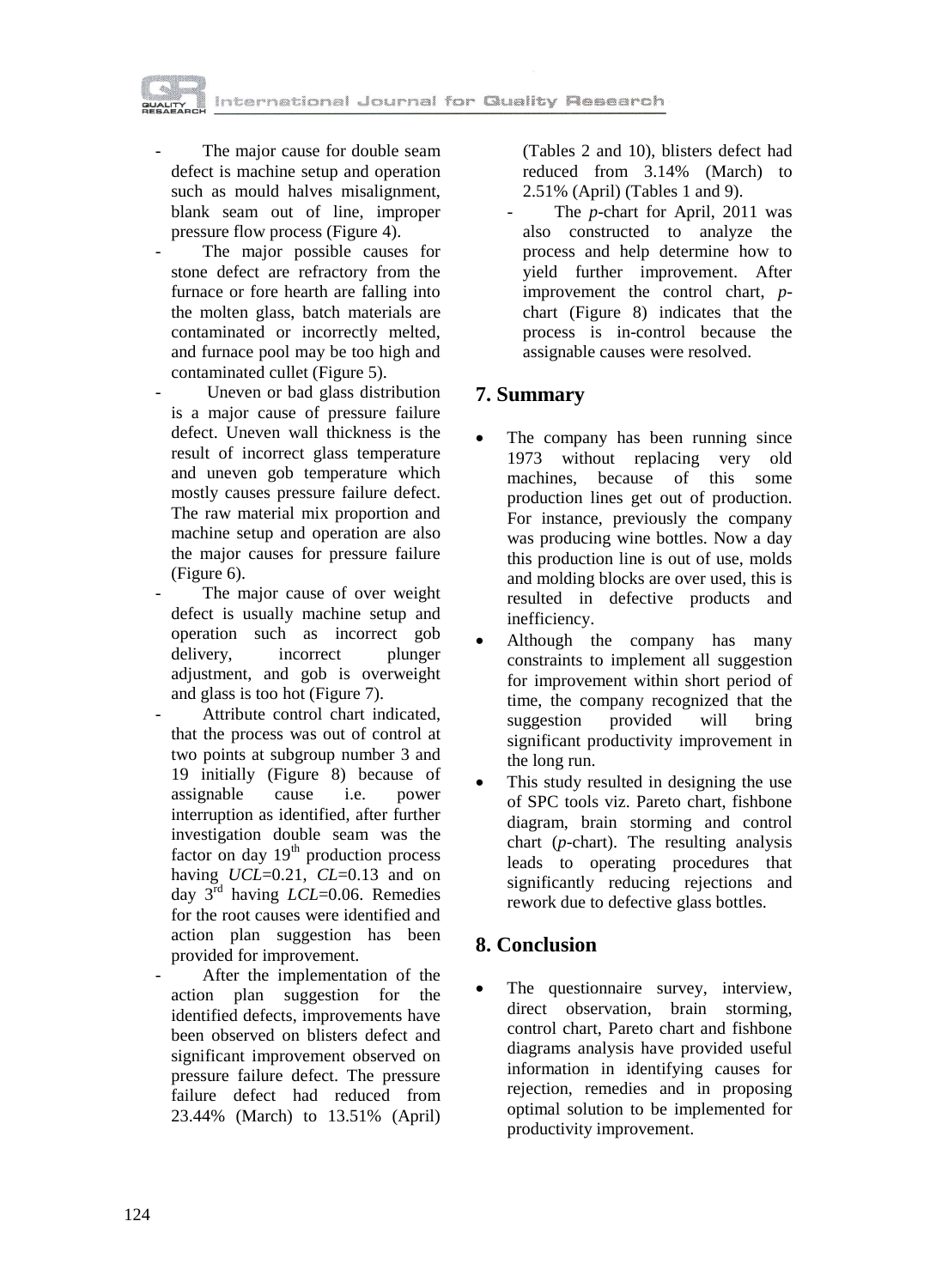- The major cause for double seam defect is machine setup and operation such as mould halves misalignment, blank seam out of line, improper pressure flow process (Figure 4).
- The major possible causes for stone defect are refractory from the furnace or fore hearth are falling into the molten glass, batch materials are contaminated or incorrectly melted, and furnace pool may be too high and contaminated cullet (Figure 5).
- Uneven or bad glass distribution is a major cause of pressure failure defect. Uneven wall thickness is the result of incorrect glass temperature and uneven gob temperature which mostly causes pressure failure defect. The raw material mix proportion and machine setup and operation are also the major causes for pressure failure (Figure 6).
- The major cause of over weight defect is usually machine setup and operation such as incorrect gob delivery, incorrect plunger adjustment, and gob is overweight and glass is too hot (Figure 7).
- Attribute control chart indicated, that the process was out of control at two points at subgroup number 3 and 19 initially (Figure 8) because of assignable cause i.e. power interruption as identified, after further investigation double seam was the factor on day 19th production process having *UCL*=0.21, *CL*=0.13 and on day 3rd having *LCL*=0.06. Remedies for the root causes were identified and action plan suggestion has been provided for improvement.
- After the implementation of the action plan suggestion for the identified defects, improvements have been observed on blisters defect and significant improvement observed on pressure failure defect. The pressure failure defect had reduced from 23.44% (March) to 13.51% (April) (Tables 2 and 10), blisters defect had reduced from 3.14% (March) to 2.51% (April) (Tables 1 and 9).
- The *p*-chart for April, 2011 was also constructed to analyze the process and help determine how to yield further improvement. After improvement the control chart, *p*-chart (Figure 8) indicates that the process is in-control because the assignable causes were resolved.

## 7. Summary

- The company has been running since 1973 without replacing very old machines, because of this some production lines get out of production. For instance, previously the company was producing wine bottles. Now a day this production line is out of use, molds and molding blocks are over used, this is resulted in defective products and inefficiency.
- Although the company has many constraints to implement all suggestion for improvement within short period of time, the company recognized that the suggestion provided will bring significant productivity improvement in the long run.
- This study resulted in designing the use of SPC tools viz. Pareto chart, fishbone diagram, brain storming and control chart (*p*-chart). The resulting analysis leads to operating procedures that significantly reducing rejections and rework due to defective glass bottles.

## 8. Conclusion

- The questionnaire survey, interview, direct observation, brain storming, control chart, Pareto chart and fishbone diagrams analysis have provided useful information in identifying causes for rejection, remedies and in proposing optimal solution to be implemented for productivity improvement.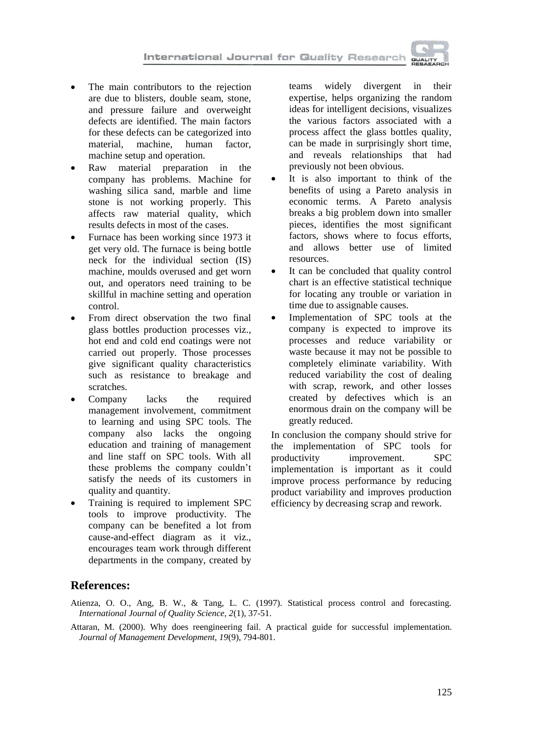- The main contributors to the rejection are due to blisters, double seam, stone, and pressure failure and overweight defects are identified. The main factors for these defects can be categorized into material, machine, human factor, machine setup and operation.
- Raw material preparation in the company has problems. Machine for washing silica sand, marble and lime stone is not working properly. This affects raw material quality, which results defects in most of the cases.
- Furnace has been working since 1973 it get very old. The furnace is being bottle neck for the individual section (IS) machine, moulds overused and get worn out, and operators need training to be skillful in machine setting and operation control.
- From direct observation the two final glass bottles production processes viz., hot end and cold end coatings were not carried out properly. Those processes give significant quality characteristics such as resistance to breakage and scratches.
- Company lacks the required management involvement, commitment to learning and using SPC tools. The company also lacks the ongoing education and training of management and line staff on SPC tools. With all these problems the company couldn't satisfy the needs of its customers in quality and quantity.
- Training is required to implement SPC tools to improve productivity. The company can be benefited a lot from cause-and-effect diagram as it viz., encourages team work through different departments in the company, created by teams widely divergent in their expertise, helps organizing the random ideas for intelligent decisions, visualizes the various factors associated with a process affect the glass bottles quality, can be made in surprisingly short time, and reveals relationships that had previously not been obvious.
- It is also important to think of the benefits of using a Pareto analysis in economic terms. A Pareto analysis breaks a big problem down into smaller pieces, identifies the most significant factors, shows where to focus efforts, and allows better use of limited resources.
- It can be concluded that quality control chart is an effective statistical technique for locating any trouble or variation in time due to assignable causes.
- Implementation of SPC tools at the company is expected to improve its processes and reduce variability or waste because it may not be possible to completely eliminate variability. With reduced variability the cost of dealing with scrap, rework, and other losses created by defectives which is an enormous drain on the company will be greatly reduced.

In conclusion the company should strive for the implementation of SPC tools for productivity improvement. SPC implementation is important as it could improve process performance by reducing product variability and improves production efficiency by decreasing scrap and rework.

## References:

Atienza, O. O., Ang, B. W., & Tang, L. C. (1997). Statistical process control and forecasting. *International Journal of Quality Science, 2*(1), 37-51.

Attaran, M. (2000). Why does reengineering fail. A practical guide for successful implementation. *Journal of Management Development, 19*(9), 794-801.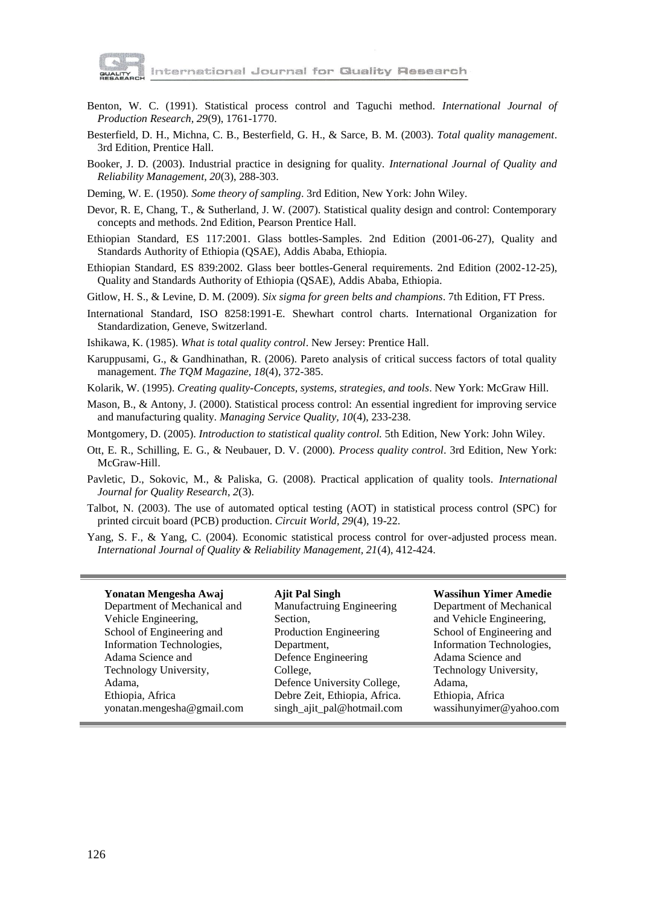Benton, W. C. (1991). Statistical process control and Taguchi method. *International Journal of Production Research, 29*(9), 1761-1770.

Besterfield, D. H., Michna, C. B., Besterfield, G. H., & Sarce, B. M. (2003). *Total quality management*. 3rd Edition, Prentice Hall.

Booker, J. D. (2003). Industrial practice in designing for quality. *International Journal of Quality and Reliability Management, 20*(3), 288-303.

Deming, W. E. (1950). *Some theory of sampling*. 3rd Edition, New York: John Wiley.

Devor, R. E, Chang, T., & Sutherland, J. W. (2007). Statistical quality design and control: Contemporary concepts and methods. 2nd Edition, Pearson Prentice Hall.

Ethiopian Standard, ES 117:2001. Glass bottles-Samples. 2nd Edition (2001-06-27), Quality and Standards Authority of Ethiopia (QSAE), Addis Ababa, Ethiopia.

Ethiopian Standard, ES 839:2002. Glass beer bottles-General requirements. 2nd Edition (2002-12-25), Quality and Standards Authority of Ethiopia (QSAE), Addis Ababa, Ethiopia.

Gitlow, H. S., & Levine, D. M. (2009). *Six sigma for green belts and champions*. 7th Edition, FT Press.

International Standard, ISO 8258:1991-E. Shewhart control charts. International Organization for Standardization, Geneve, Switzerland.

Ishikawa, K. (1985). *What is total quality control*. New Jersey: Prentice Hall.

Karuppusami, G., & Gandhinathan, R. (2006). Pareto analysis of critical success factors of total quality management. *The TQM Magazine, 18*(4), 372-385.

Kolarik, W. (1995). *Creating quality-Concepts, systems, strategies, and tools*. New York: McGraw Hill.

Mason, B., & Antony, J. (2000). Statistical process control: An essential ingredient for improving service and manufacturing quality. *Managing Service Quality, 10*(4), 233-238.

Montgomery, D. (2005). *Introduction to statistical quality control.* 5th Edition, New York: John Wiley.

Ott, E. R., Schilling, E. G., & Neubauer, D. V. (2000). *Process quality control*. 3rd Edition, New York: McGraw-Hill.

Pavletic, D., Sokovic, M., & Paliska, G. (2008). Practical application of quality tools. *International Journal for Quality Research*, *2*(3).

Talbot, N. (2003). The use of automated optical testing (AOT) in statistical process control (SPC) for printed circuit board (PCB) production. *Circuit World, 29*(4), 19-22.

Yang, S. F., & Yang, C. (2004). Economic statistical process control for over-adjusted process mean. *International Journal of Quality & Reliability Management, 21*(4), 412-424.

**Yonatan Mengesha Awaj**
Department of Mechanical and Vehicle Engineering,
School of Engineering and Information Technologies,
Adama Science and Technology University,
Adama,
Ethiopia, Africa
yonatan.mengesha@gmail.com

**Ajit Pal Singh**
Manufactruing Engineering Section,
Production Engineering Department,
Defence Engineering College,
Defence University College,
Debre Zeit, Ethiopia, Africa.
singh_ajit_pal@hotmail.com

**Wassihun Yimer Amedie**
Department of Mechanical and Vehicle Engineering,
School of Engineering and Information Technologies,
Adama Science and Technology University,
Adama,
Ethiopia, Africa
wassihunyimer@yahoo.com